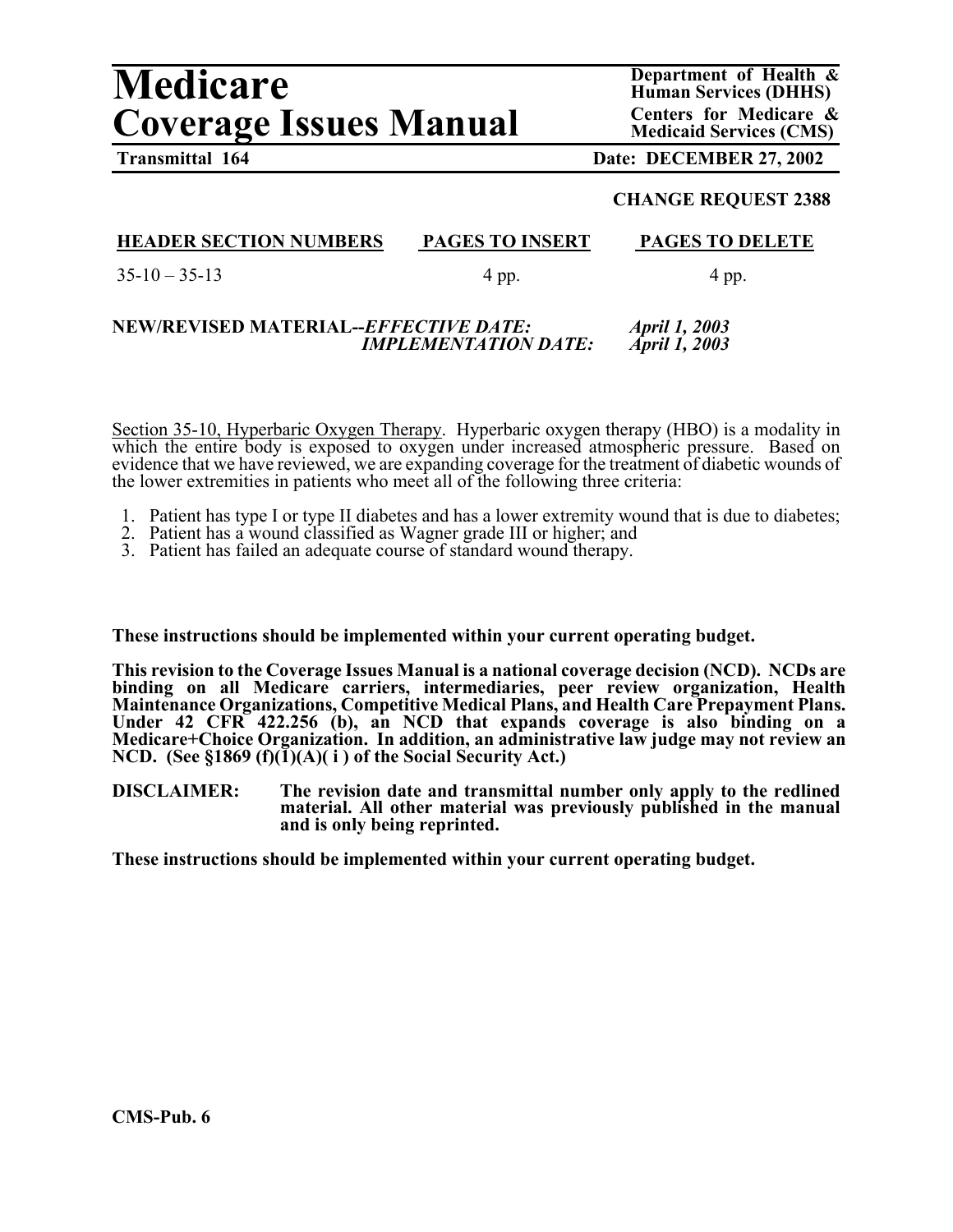# Medicare
# Coverage Issues Manual

**Department of Health & Human Services (DHHS)**
**Centers for Medicare & Medicaid Services (CMS)**

**Transmittal 164** **Date: DECEMBER 27, 2002**

**CHANGE REQUEST 2388**

| HEADER SECTION NUMBERS | PAGES TO INSERT | PAGES TO DELETE |
|---|---|---|
| 35-10 – 35-13 | 4 pp. | 4 pp. |

**NEW/REVISED MATERIAL--*EFFECTIVE DATE:*** ***April 1, 2003***
***IMPLEMENTATION DATE:*** ***April 1, 2003***

Section 35-10, Hyperbaric Oxygen Therapy. Hyperbaric oxygen therapy (HBO) is a modality in which the entire body is exposed to oxygen under increased atmospheric pressure. Based on evidence that we have reviewed, we are expanding coverage for the treatment of diabetic wounds of the lower extremities in patients who meet all of the following three criteria:

1. Patient has type I or type II diabetes and has a lower extremity wound that is due to diabetes;
2. Patient has a wound classified as Wagner grade III or higher; and
3. Patient has failed an adequate course of standard wound therapy.

**These instructions should be implemented within your current operating budget.**

**This revision to the Coverage Issues Manual is a national coverage decision (NCD). NCDs are binding on all Medicare carriers, intermediaries, peer review organization, Health Maintenance Organizations, Competitive Medical Plans, and Health Care Prepayment Plans. Under 42 CFR 422.256 (b), an NCD that expands coverage is also binding on a Medicare+Choice Organization. In addition, an administrative law judge may not review an NCD. (See §1869 (f)(1)(A)( i ) of the Social Security Act.)**

**DISCLAIMER:** **The revision date and transmittal number only apply to the redlined material. All other material was previously published in the manual and is only being reprinted.**

**These instructions should be implemented within your current operating budget.**

**CMS-Pub. 6**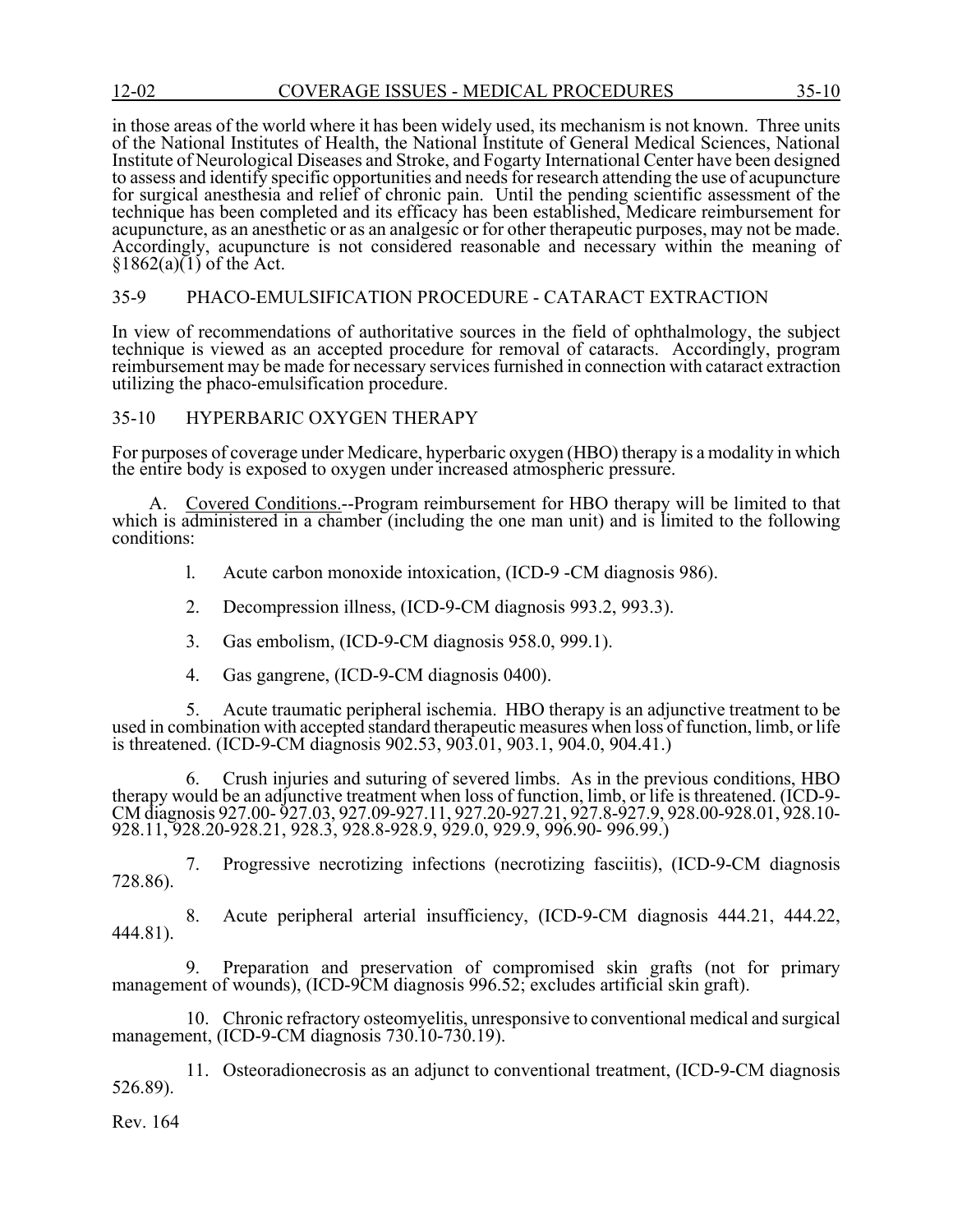in those areas of the world where it has been widely used, its mechanism is not known. Three units of the National Institutes of Health, the National Institute of General Medical Sciences, National Institute of Neurological Diseases and Stroke, and Fogarty International Center have been designed to assess and identify specific opportunities and needs for research attending the use of acupuncture for surgical anesthesia and relief of chronic pain. Until the pending scientific assessment of the technique has been completed and its efficacy has been established, Medicare reimbursement for acupuncture, as an anesthetic or as an analgesic or for other therapeutic purposes, may not be made. Accordingly, acupuncture is not considered reasonable and necessary within the meaning of §1862(a)(1) of the Act.

## 35-9 PHACO-EMULSIFICATION PROCEDURE - CATARACT EXTRACTION

In view of recommendations of authoritative sources in the field of ophthalmology, the subject technique is viewed as an accepted procedure for removal of cataracts. Accordingly, program reimbursement may be made for necessary services furnished in connection with cataract extraction utilizing the phaco-emulsification procedure.

## 35-10 HYPERBARIC OXYGEN THERAPY

For purposes of coverage under Medicare, hyperbaric oxygen (HBO) therapy is a modality in which the entire body is exposed to oxygen under increased atmospheric pressure.

A. Covered Conditions.--Program reimbursement for HBO therapy will be limited to that which is administered in a chamber (including the one man unit) and is limited to the following conditions:

1. Acute carbon monoxide intoxication, (ICD-9 -CM diagnosis 986).

2. Decompression illness, (ICD-9-CM diagnosis 993.2, 993.3).

3. Gas embolism, (ICD-9-CM diagnosis 958.0, 999.1).

4. Gas gangrene, (ICD-9-CM diagnosis 0400).

5. Acute traumatic peripheral ischemia. HBO therapy is an adjunctive treatment to be used in combination with accepted standard therapeutic measures when loss of function, limb, or life is threatened. (ICD-9-CM diagnosis 902.53, 903.01, 903.1, 904.0, 904.41.)

6. Crush injuries and suturing of severed limbs. As in the previous conditions, HBO therapy would be an adjunctive treatment when loss of function, limb, or life is threatened. (ICD-9-CM diagnosis 927.00- 927.03, 927.09-927.11, 927.20-927.21, 927.8-927.9, 928.00-928.01, 928.10-928.11, 928.20-928.21, 928.3, 928.8-928.9, 929.0, 929.9, 996.90- 996.99.)

7. Progressive necrotizing infections (necrotizing fasciitis), (ICD-9-CM diagnosis 728.86).

8. Acute peripheral arterial insufficiency, (ICD-9-CM diagnosis 444.21, 444.22, 444.81).

9. Preparation and preservation of compromised skin grafts (not for primary management of wounds), (ICD-9CM diagnosis 996.52; excludes artificial skin graft).

10. Chronic refractory osteomyelitis, unresponsive to conventional medical and surgical management, (ICD-9-CM diagnosis 730.10-730.19).

11. Osteoradionecrosis as an adjunct to conventional treatment, (ICD-9-CM diagnosis 526.89).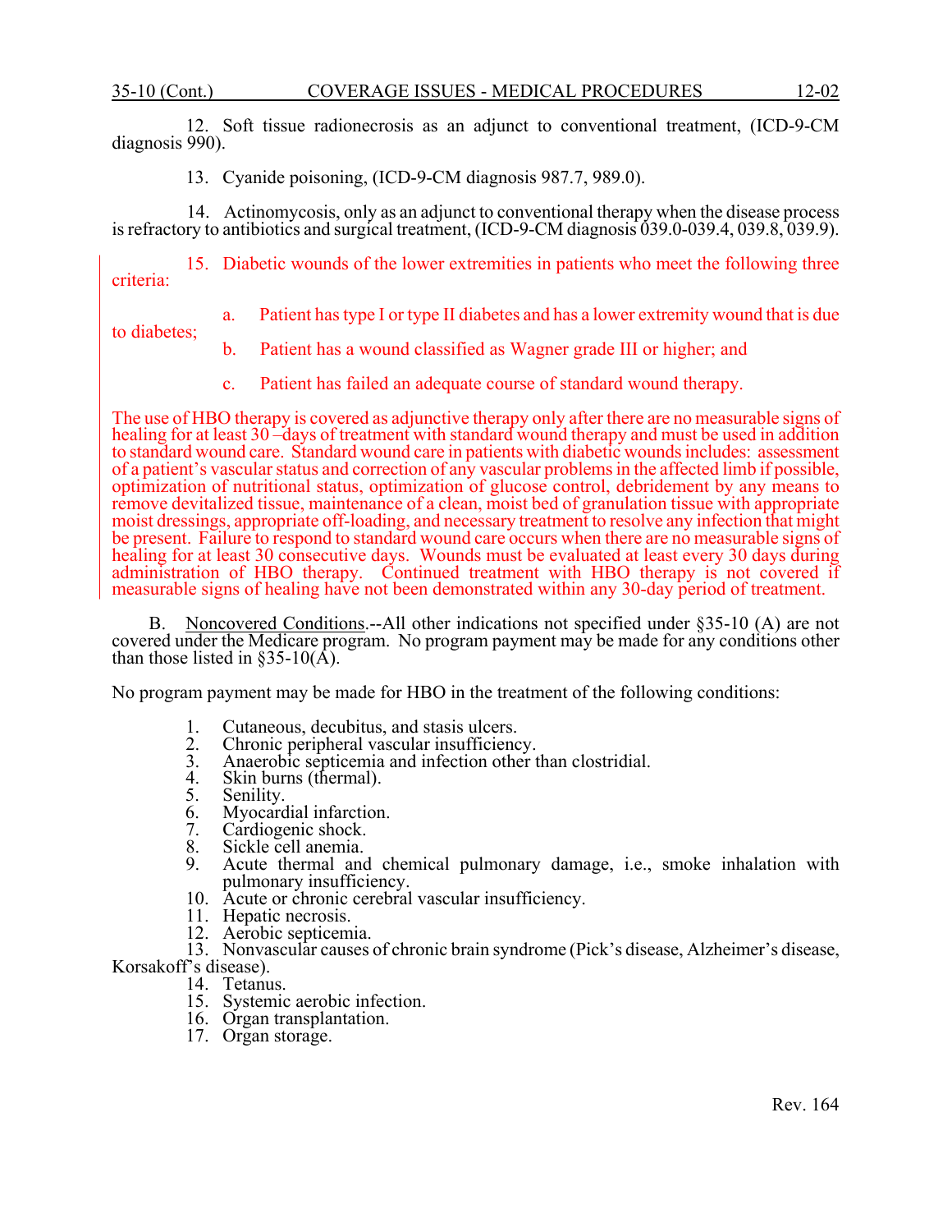12. Soft tissue radionecrosis as an adjunct to conventional treatment, (ICD-9-CM diagnosis 990).

13. Cyanide poisoning, (ICD-9-CM diagnosis 987.7, 989.0).

14. Actinomycosis, only as an adjunct to conventional therapy when the disease process is refractory to antibiotics and surgical treatment, (ICD-9-CM diagnosis 039.0-039.4, 039.8, 039.9).

15. Diabetic wounds of the lower extremities in patients who meet the following three criteria:

a. Patient has type I or type II diabetes and has a lower extremity wound that is due to diabetes;

b. Patient has a wound classified as Wagner grade III or higher; and

c. Patient has failed an adequate course of standard wound therapy.

The use of HBO therapy is covered as adjunctive therapy only after there are no measurable signs of healing for at least 30 –days of treatment with standard wound therapy and must be used in addition to standard wound care. Standard wound care in patients with diabetic wounds includes: assessment of a patient's vascular status and correction of any vascular problems in the affected limb if possible, optimization of nutritional status, optimization of glucose control, debridement by any means to remove devitalized tissue, maintenance of a clean, moist bed of granulation tissue with appropriate moist dressings, appropriate off-loading, and necessary treatment to resolve any infection that might be present. Failure to respond to standard wound care occurs when there are no measurable signs of healing for at least 30 consecutive days. Wounds must be evaluated at least every 30 days during administration of HBO therapy. Continued treatment with HBO therapy is not covered if measurable signs of healing have not been demonstrated within any 30-day period of treatment.

B. Noncovered Conditions.--All other indications not specified under §35-10 (A) are not covered under the Medicare program. No program payment may be made for any conditions other than those listed in §35-10(A).

No program payment may be made for HBO in the treatment of the following conditions:

1. Cutaneous, decubitus, and stasis ulcers.
2. Chronic peripheral vascular insufficiency.
3. Anaerobic septicemia and infection other than clostridial.
4. Skin burns (thermal).
5. Senility.
6. Myocardial infarction.
7. Cardiogenic shock.
8. Sickle cell anemia.
9. Acute thermal and chemical pulmonary damage, i.e., smoke inhalation with pulmonary insufficiency.
10. Acute or chronic cerebral vascular insufficiency.
11. Hepatic necrosis.
12. Aerobic septicemia.
13. Nonvascular causes of chronic brain syndrome (Pick's disease, Alzheimer's disease, Korsakoff's disease).
14. Tetanus.
15. Systemic aerobic infection.
16. Organ transplantation.
17. Organ storage.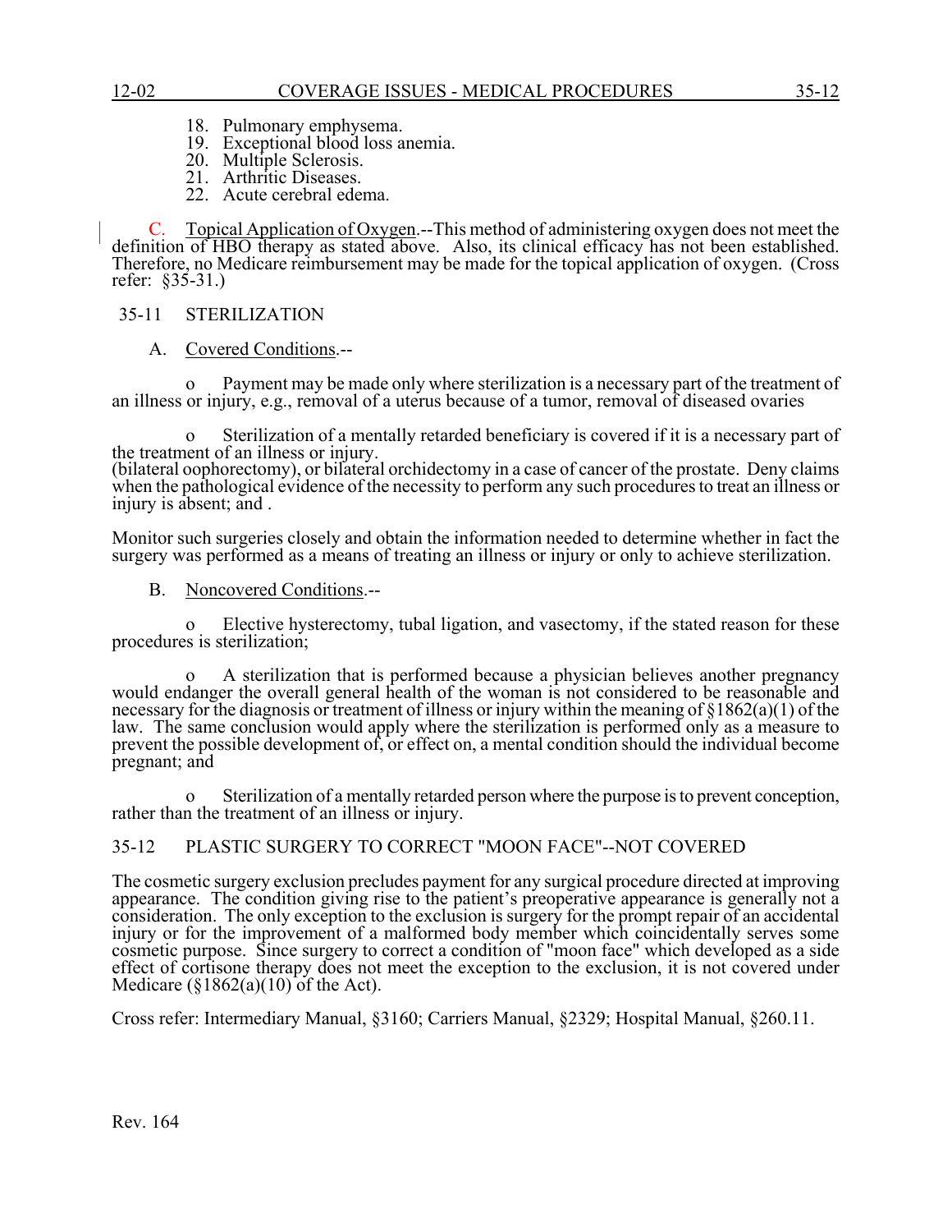18. Pulmonary emphysema.
19. Exceptional blood loss anemia.
20. Multiple Sclerosis.
21. Arthritic Diseases.
22. Acute cerebral edema.

C. Topical Application of Oxygen.--This method of administering oxygen does not meet the definition of HBO therapy as stated above. Also, its clinical efficacy has not been established. Therefore, no Medicare reimbursement may be made for the topical application of oxygen. (Cross refer: §35-31.)

## 35-11 STERILIZATION

A. Covered Conditions.--

o Payment may be made only where sterilization is a necessary part of the treatment of an illness or injury, e.g., removal of a uterus because of a tumor, removal of diseased ovaries

o Sterilization of a mentally retarded beneficiary is covered if it is a necessary part of the treatment of an illness or injury.
(bilateral oophorectomy), or bilateral orchidectomy in a case of cancer of the prostate. Deny claims when the pathological evidence of the necessity to perform any such procedures to treat an illness or injury is absent; and .

Monitor such surgeries closely and obtain the information needed to determine whether in fact the surgery was performed as a means of treating an illness or injury or only to achieve sterilization.

B. Noncovered Conditions.--

o Elective hysterectomy, tubal ligation, and vasectomy, if the stated reason for these procedures is sterilization;

o A sterilization that is performed because a physician believes another pregnancy would endanger the overall general health of the woman is not considered to be reasonable and necessary for the diagnosis or treatment of illness or injury within the meaning of §1862(a)(1) of the law. The same conclusion would apply where the sterilization is performed only as a measure to prevent the possible development of, or effect on, a mental condition should the individual become pregnant; and

o Sterilization of a mentally retarded person where the purpose is to prevent conception, rather than the treatment of an illness or injury.

## 35-12 PLASTIC SURGERY TO CORRECT "MOON FACE"--NOT COVERED

The cosmetic surgery exclusion precludes payment for any surgical procedure directed at improving appearance. The condition giving rise to the patient's preoperative appearance is generally not a consideration. The only exception to the exclusion is surgery for the prompt repair of an accidental injury or for the improvement of a malformed body member which coincidentally serves some cosmetic purpose. Since surgery to correct a condition of "moon face" which developed as a side effect of cortisone therapy does not meet the exception to the exclusion, it is not covered under Medicare (§1862(a)(10) of the Act).

Cross refer: Intermediary Manual, §3160; Carriers Manual, §2329; Hospital Manual, §260.11.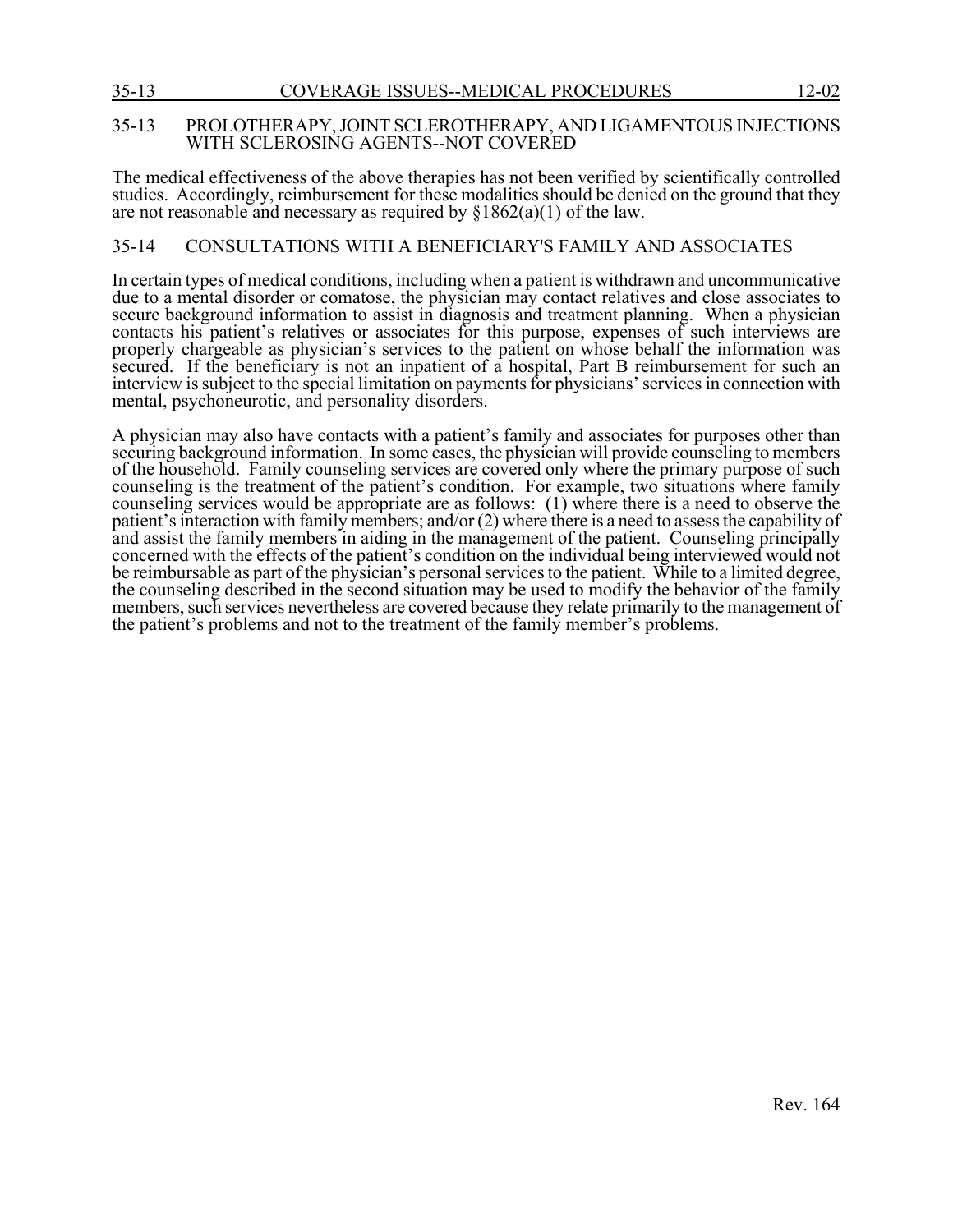## 35-13 PROLOTHERAPY, JOINT SCLEROTHERAPY, AND LIGAMENTOUS INJECTIONS WITH SCLEROSING AGENTS--NOT COVERED

The medical effectiveness of the above therapies has not been verified by scientifically controlled studies. Accordingly, reimbursement for these modalities should be denied on the ground that they are not reasonable and necessary as required by §1862(a)(1) of the law.

## 35-14 CONSULTATIONS WITH A BENEFICIARY'S FAMILY AND ASSOCIATES

In certain types of medical conditions, including when a patient is withdrawn and uncommunicative due to a mental disorder or comatose, the physician may contact relatives and close associates to secure background information to assist in diagnosis and treatment planning. When a physician contacts his patient's relatives or associates for this purpose, expenses of such interviews are properly chargeable as physician's services to the patient on whose behalf the information was secured. If the beneficiary is not an inpatient of a hospital, Part B reimbursement for such an interview is subject to the special limitation on payments for physicians' services in connection with mental, psychoneurotic, and personality disorders.

A physician may also have contacts with a patient's family and associates for purposes other than securing background information. In some cases, the physician will provide counseling to members of the household. Family counseling services are covered only where the primary purpose of such counseling is the treatment of the patient's condition. For example, two situations where family counseling services would be appropriate are as follows: (1) where there is a need to observe the patient's interaction with family members; and/or (2) where there is a need to assess the capability of and assist the family members in aiding in the management of the patient. Counseling principally concerned with the effects of the patient's condition on the individual being interviewed would not be reimbursable as part of the physician's personal services to the patient. While to a limited degree, the counseling described in the second situation may be used to modify the behavior of the family members, such services nevertheless are covered because they relate primarily to the management of the patient's problems and not to the treatment of the family member's problems.